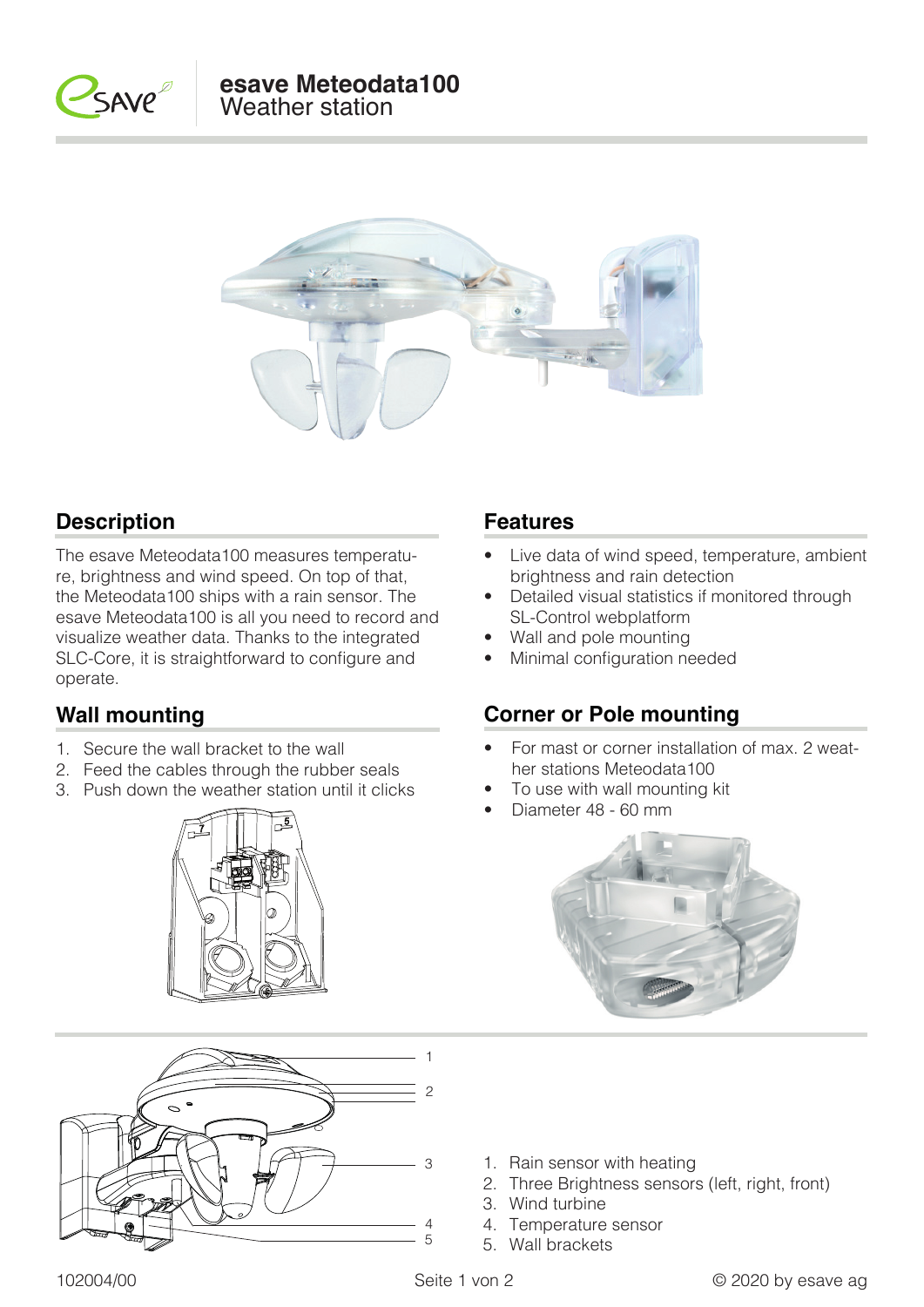# esave Meteodata100
Weather station

## Description

The esave Meteodata100 measures temperature, brightness and wind speed. On top of that, the Meteodata100 ships with a rain sensor. The esave Meteodata100 is all you need to record and visualize weather data. Thanks to the integrated SLC-Core, it is straightforward to configure and operate.

## Features

- Live data of wind speed, temperature, ambient brightness and rain detection
- Detailed visual statistics if monitored through SL-Control webplatform
- Wall and pole mounting
- Minimal configuration needed

## Wall mounting

1. Secure the wall bracket to the wall
2. Feed the cables through the rubber seals
3. Push down the weather station until it clicks

## Corner or Pole mounting

- For mast or corner installation of max. 2 weather stations Meteodata100
- To use with wall mounting kit
- Diameter 48 - 60 mm

1. Rain sensor with heating
2. Three Brightness sensors (left, right, front)
3. Wind turbine
4. Temperature sensor
5. Wall brackets

102004/00

© 2020 by esave ag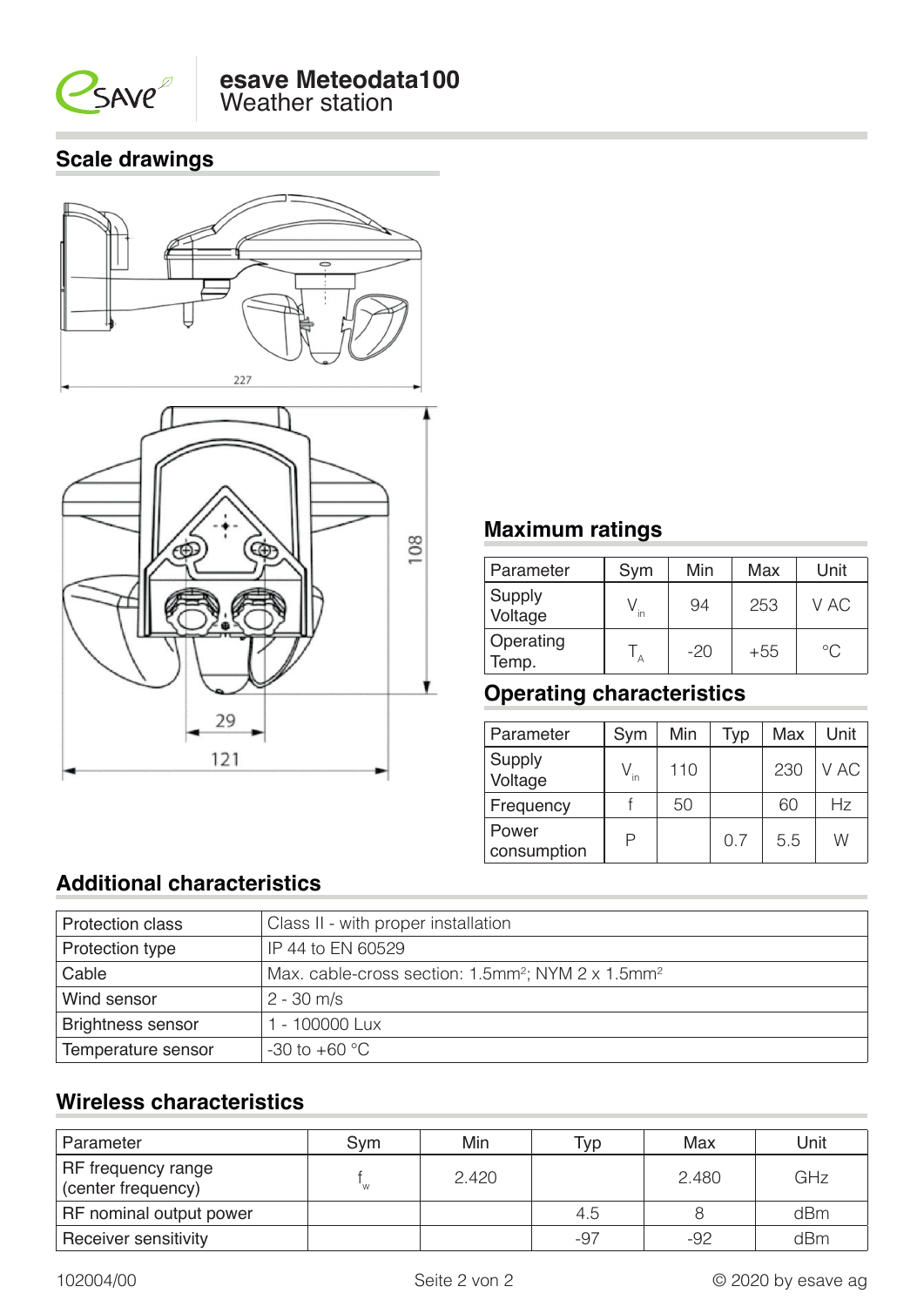# esave Meteodata100
Weather station

## Scale drawings

227

108

29

121

## Maximum ratings

| Parameter | Sym | Min | Max | Unit |
|---|---|---|---|---|
| Supply Voltage | $V_{in}$ | 94 | 253 | V AC |
| Operating Temp. | $T_A$ | -20 | +55 | °C |

## Operating characteristics

| Parameter | Sym | Min | Typ | Max | Unit |
|---|---|---|---|---|---|
| Supply Voltage | $V_{in}$ | 110 | | 230 | V AC |
| Frequency | f | 50 | | 60 | Hz |
| Power consumption | P | | 0.7 | 5.5 | W |

## Additional characteristics

| | |
|---|---|
| Protection class | Class II - with proper installation |
| Protection type | IP 44 to EN 60529 |
| Cable | Max. cable-cross section: 1.5mm²; NYM 2 x 1.5mm² |
| Wind sensor | 2 - 30 m/s |
| Brightness sensor | 1 - 100000 Lux |
| Temperature sensor | -30 to +60 °C |

## Wireless characteristics

| Parameter | Sym | Min | Typ | Max | Unit |
|---|---|---|---|---|---|
| RF frequency range (center frequency) | $f_w$ | 2.420 | | 2.480 | GHz |
| RF nominal output power | | | 4.5 | 8 | dBm |
| Receiver sensitivity | | | -97 | -92 | dBm |

102004/00

© 2020 by esave ag